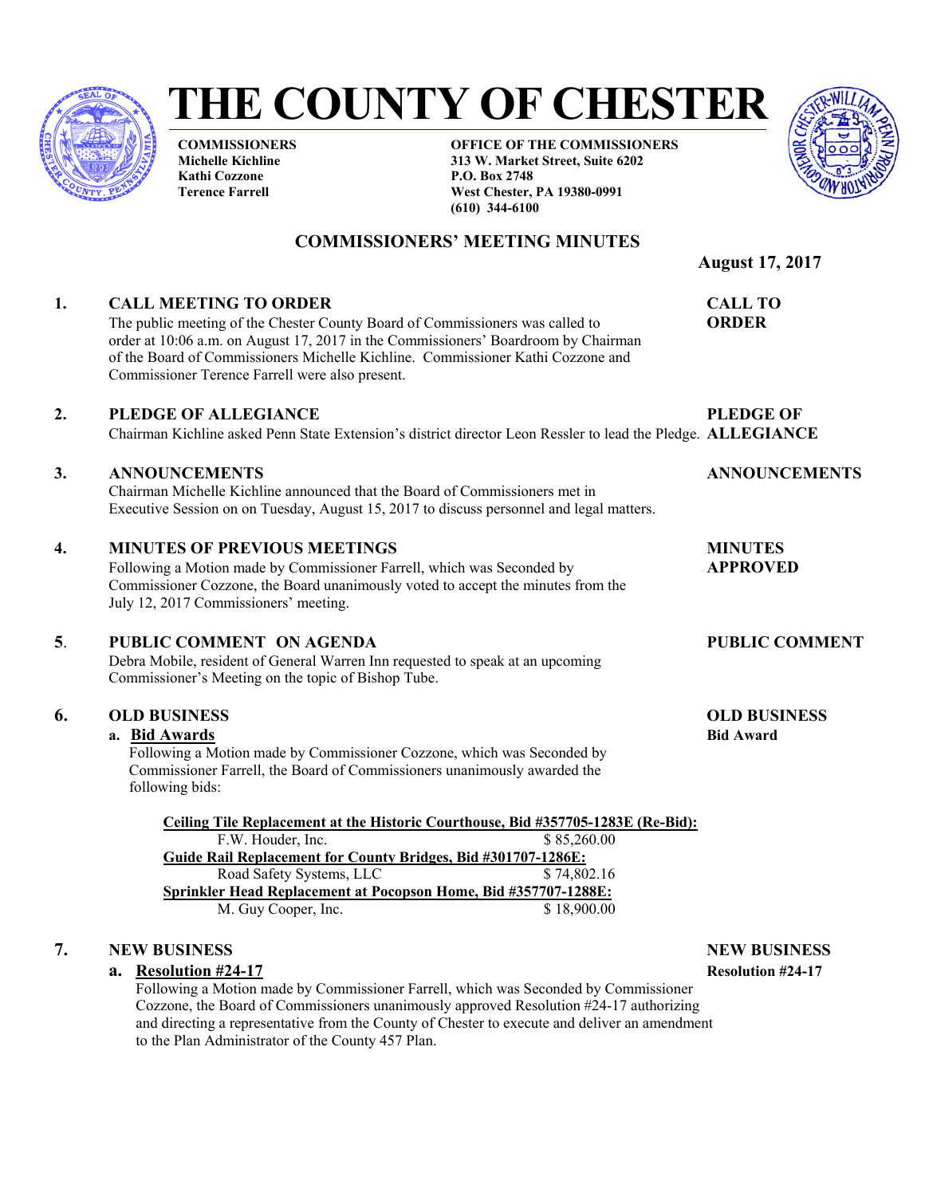# THE COUNTY OF CHESTER

**COMMISSIONERS**
**Michelle Kichline**
**Kathi Cozzone**
**Terence Farrell**

**OFFICE OF THE COMMISSIONERS**
**313 W. Market Street, Suite 6202**
**P.O. Box 2748**
**West Chester, PA 19380-0991**
**(610) 344-6100**

## COMMISSIONERS' MEETING MINUTES

**August 17, 2017**

### 1. CALL MEETING TO ORDER

**CALL TO ORDER**

The public meeting of the Chester County Board of Commissioners was called to order at 10:06 a.m. on August 17, 2017 in the Commissioners' Boardroom by Chairman of the Board of Commissioners Michelle Kichline. Commissioner Kathi Cozzone and Commissioner Terence Farrell were also present.

### 2. PLEDGE OF ALLEGIANCE

**PLEDGE OF ALLEGIANCE**

Chairman Kichline asked Penn State Extension's district director Leon Ressler to lead the Pledge.

### 3. ANNOUNCEMENTS

**ANNOUNCEMENTS**

Chairman Michelle Kichline announced that the Board of Commissioners met in Executive Session on on Tuesday, August 15, 2017 to discuss personnel and legal matters.

### 4. MINUTES OF PREVIOUS MEETINGS

**MINUTES APPROVED**

Following a Motion made by Commissioner Farrell, which was Seconded by Commissioner Cozzone, the Board unanimously voted to accept the minutes from the July 12, 2017 Commissioners' meeting.

### 5. PUBLIC COMMENT ON AGENDA

**PUBLIC COMMENT**

Debra Mobile, resident of General Warren Inn requested to speak at an upcoming Commissioner's Meeting on the topic of Bishop Tube.

### 6. OLD BUSINESS

**OLD BUSINESS**

**a. Bid Awards**

**Bid Award**

Following a Motion made by Commissioner Cozzone, which was Seconded by Commissioner Farrell, the Board of Commissioners unanimously awarded the following bids:

**Ceiling Tile Replacement at the Historic Courthouse, Bid #357705-1283E (Re-Bid):**

| | |
|---|---|
| F.W. Houder, Inc. | $ 85,260.00 |

**Guide Rail Replacement for County Bridges, Bid #301707-1286E:**

| | |
|---|---|
| Road Safety Systems, LLC | $ 74,802.16 |

**Sprinkler Head Replacement at Pocopson Home, Bid #357707-1288E:**

| | |
|---|---|
| M. Guy Cooper, Inc. | $ 18,900.00 |

### 7. NEW BUSINESS

**NEW BUSINESS**

**a. Resolution #24-17**

**Resolution #24-17**

Following a Motion made by Commissioner Farrell, which was Seconded by Commissioner Cozzone, the Board of Commissioners unanimously approved Resolution #24-17 authorizing and directing a representative from the County of Chester to execute and deliver an amendment to the Plan Administrator of the County 457 Plan.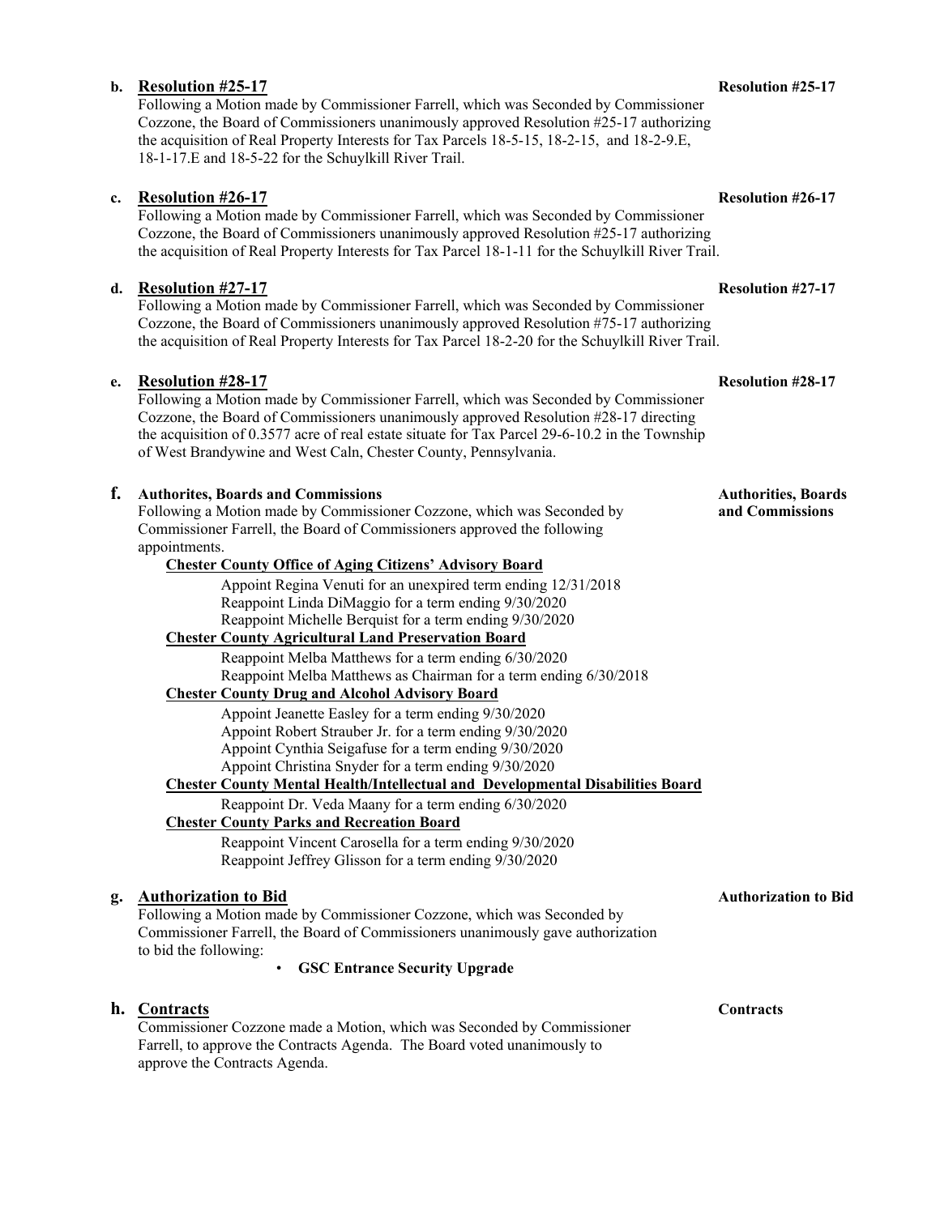**b. Resolution #25-17** **Resolution #25-17**

Following a Motion made by Commissioner Farrell, which was Seconded by Commissioner Cozzone, the Board of Commissioners unanimously approved Resolution #25-17 authorizing the acquisition of Real Property Interests for Tax Parcels 18-5-15, 18-2-15, and 18-2-9.E, 18-1-17.E and 18-5-22 for the Schuylkill River Trail.

**c. Resolution #26-17** **Resolution #26-17**

Following a Motion made by Commissioner Farrell, which was Seconded by Commissioner Cozzone, the Board of Commissioners unanimously approved Resolution #25-17 authorizing the acquisition of Real Property Interests for Tax Parcel 18-1-11 for the Schuylkill River Trail.

**d. Resolution #27-17** **Resolution #27-17**

Following a Motion made by Commissioner Farrell, which was Seconded by Commissioner Cozzone, the Board of Commissioners unanimously approved Resolution #75-17 authorizing the acquisition of Real Property Interests for Tax Parcel 18-2-20 for the Schuylkill River Trail.

**e. Resolution #28-17** **Resolution #28-17**

Following a Motion made by Commissioner Farrell, which was Seconded by Commissioner Cozzone, the Board of Commissioners unanimously approved Resolution #28-17 directing the acquisition of 0.3577 acre of real estate situate for Tax Parcel 29-6-10.2 in the Township of West Brandywine and West Caln, Chester County, Pennsylvania.

**f. Authorites, Boards and Commissions** **Authorities, Boards and Commissions**

Following a Motion made by Commissioner Cozzone, which was Seconded by Commissioner Farrell, the Board of Commissioners approved the following appointments.

**Chester County Office of Aging Citizens' Advisory Board**

Appoint Regina Venuti for an unexpired term ending 12/31/2018
Reappoint Linda DiMaggio for a term ending 9/30/2020
Reappoint Michelle Berquist for a term ending 9/30/2020

**Chester County Agricultural Land Preservation Board**

Reappoint Melba Matthews for a term ending 6/30/2020
Reappoint Melba Matthews as Chairman for a term ending 6/30/2018

**Chester County Drug and Alcohol Advisory Board**

Appoint Jeanette Easley for a term ending 9/30/2020
Appoint Robert Strauber Jr. for a term ending 9/30/2020
Appoint Cynthia Seigafuse for a term ending 9/30/2020
Appoint Christina Snyder for a term ending 9/30/2020

**Chester County Mental Health/Intellectual and Developmental Disabilities Board**

Reappoint Dr. Veda Maany for a term ending 6/30/2020

**Chester County Parks and Recreation Board**

Reappoint Vincent Carosella for a term ending 9/30/2020
Reappoint Jeffrey Glisson for a term ending 9/30/2020

**g. Authorization to Bid** **Authorization to Bid**

Following a Motion made by Commissioner Cozzone, which was Seconded by Commissioner Farrell, the Board of Commissioners unanimously gave authorization to bid the following:

- **GSC Entrance Security Upgrade**

**h. Contracts** **Contracts**

Commissioner Cozzone made a Motion, which was Seconded by Commissioner Farrell, to approve the Contracts Agenda. The Board voted unanimously to approve the Contracts Agenda.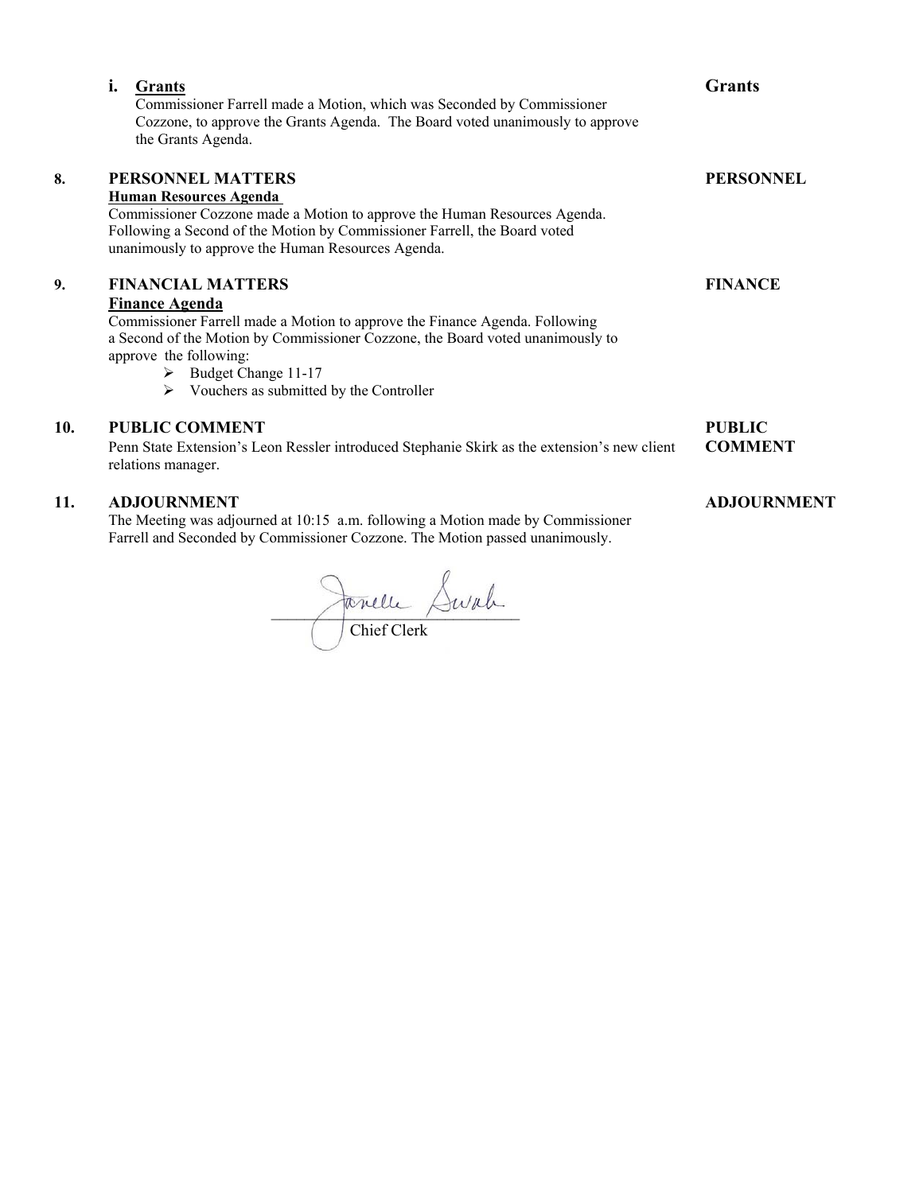**i. Grants** — **Grants**

Commissioner Farrell made a Motion, which was Seconded by Commissioner Cozzone, to approve the Grants Agenda. The Board voted unanimously to approve the Grants Agenda.

## 8. PERSONNEL MATTERS — PERSONNEL

**Human Resources Agenda**

Commissioner Cozzone made a Motion to approve the Human Resources Agenda. Following a Second of the Motion by Commissioner Farrell, the Board voted unanimously to approve the Human Resources Agenda.

## 9. FINANCIAL MATTERS — FINANCE

**Finance Agenda**

Commissioner Farrell made a Motion to approve the Finance Agenda. Following a Second of the Motion by Commissioner Cozzone, the Board voted unanimously to approve the following:

- Budget Change 11-17
- Vouchers as submitted by the Controller

## 10. PUBLIC COMMENT — PUBLIC COMMENT

Penn State Extension's Leon Ressler introduced Stephanie Skirk as the extension's new client relations manager.

## 11. ADJOURNMENT — ADJOURNMENT

The Meeting was adjourned at 10:15 a.m. following a Motion made by Commissioner Farrell and Seconded by Commissioner Cozzone. The Motion passed unanimously.

Janelle Swab

Chief Clerk